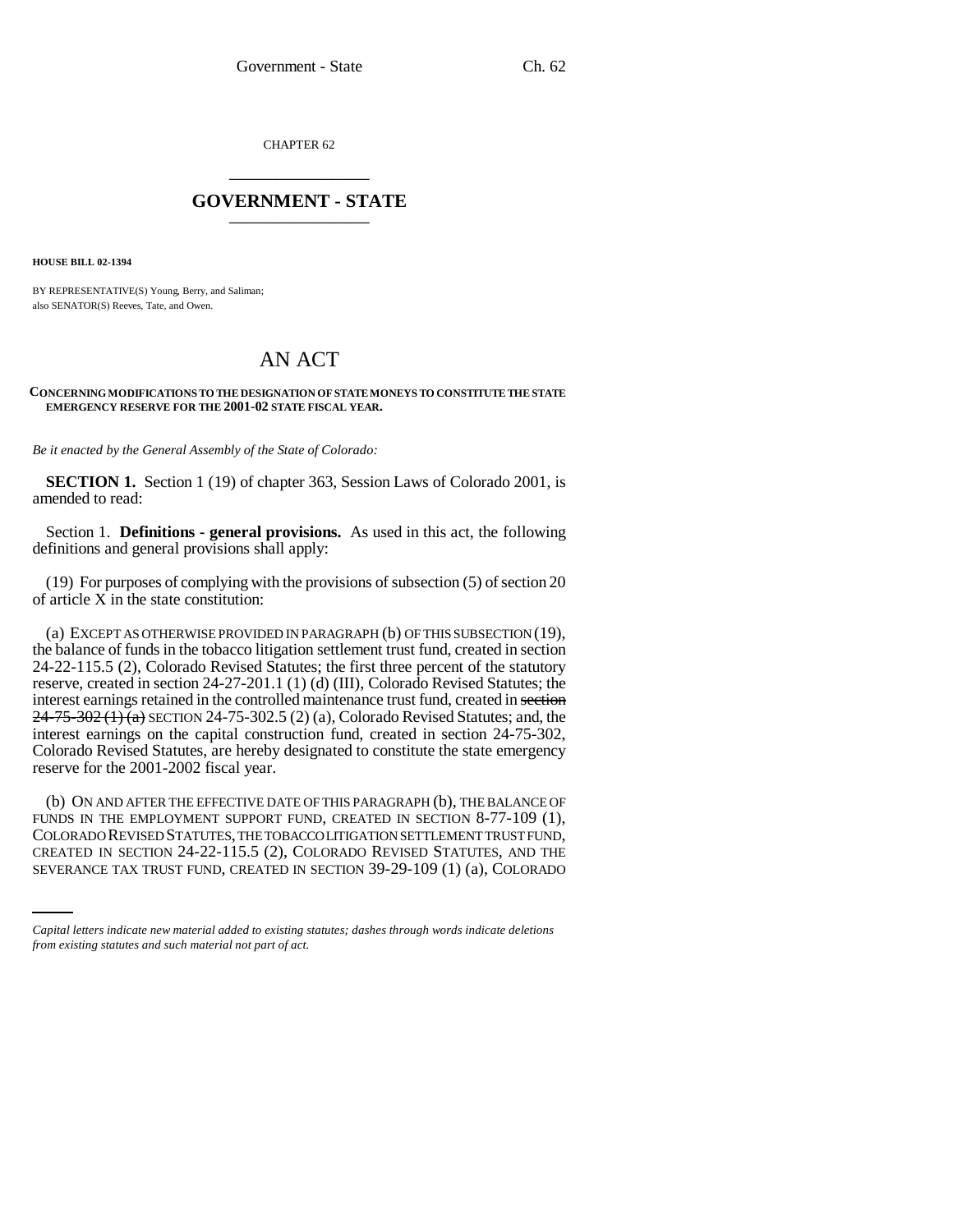CHAPTER 62

## GOVERNMENT - STATE

**HOUSE BILL 02-1394**

BY REPRESENTATIVE(S) Young, Berry, and Saliman;
also SENATOR(S) Reeves, Tate, and Owen.

# AN ACT

**CONCERNING MODIFICATIONS TO THE DESIGNATION OF STATE MONEYS TO CONSTITUTE THE STATE EMERGENCY RESERVE FOR THE 2001-02 STATE FISCAL YEAR.**

*Be it enacted by the General Assembly of the State of Colorado:*

**SECTION 1.** Section 1 (19) of chapter 363, Session Laws of Colorado 2001, is amended to read:

Section 1. **Definitions - general provisions.** As used in this act, the following definitions and general provisions shall apply:

(19) For purposes of complying with the provisions of subsection (5) of section 20 of article X in the state constitution:

(a) EXCEPT AS OTHERWISE PROVIDED IN PARAGRAPH (b) OF THIS SUBSECTION (19), the balance of funds in the tobacco litigation settlement trust fund, created in section 24-22-115.5 (2), Colorado Revised Statutes; the first three percent of the statutory reserve, created in section 24-27-201.1 (1) (d) (III), Colorado Revised Statutes; the interest earnings retained in the controlled maintenance trust fund, created in ~~section 24-75-302 (1) (a)~~ SECTION 24-75-302.5 (2) (a), Colorado Revised Statutes; and, the interest earnings on the capital construction fund, created in section 24-75-302, Colorado Revised Statutes, are hereby designated to constitute the state emergency reserve for the 2001-2002 fiscal year.

(b) ON AND AFTER THE EFFECTIVE DATE OF THIS PARAGRAPH (b), THE BALANCE OF FUNDS IN THE EMPLOYMENT SUPPORT FUND, CREATED IN SECTION 8-77-109 (1), COLORADO REVISED STATUTES, THE TOBACCO LITIGATION SETTLEMENT TRUST FUND, CREATED IN SECTION 24-22-115.5 (2), COLORADO REVISED STATUTES, AND THE SEVERANCE TAX TRUST FUND, CREATED IN SECTION 39-29-109 (1) (a), COLORADO

*Capital letters indicate new material added to existing statutes; dashes through words indicate deletions from existing statutes and such material not part of act.*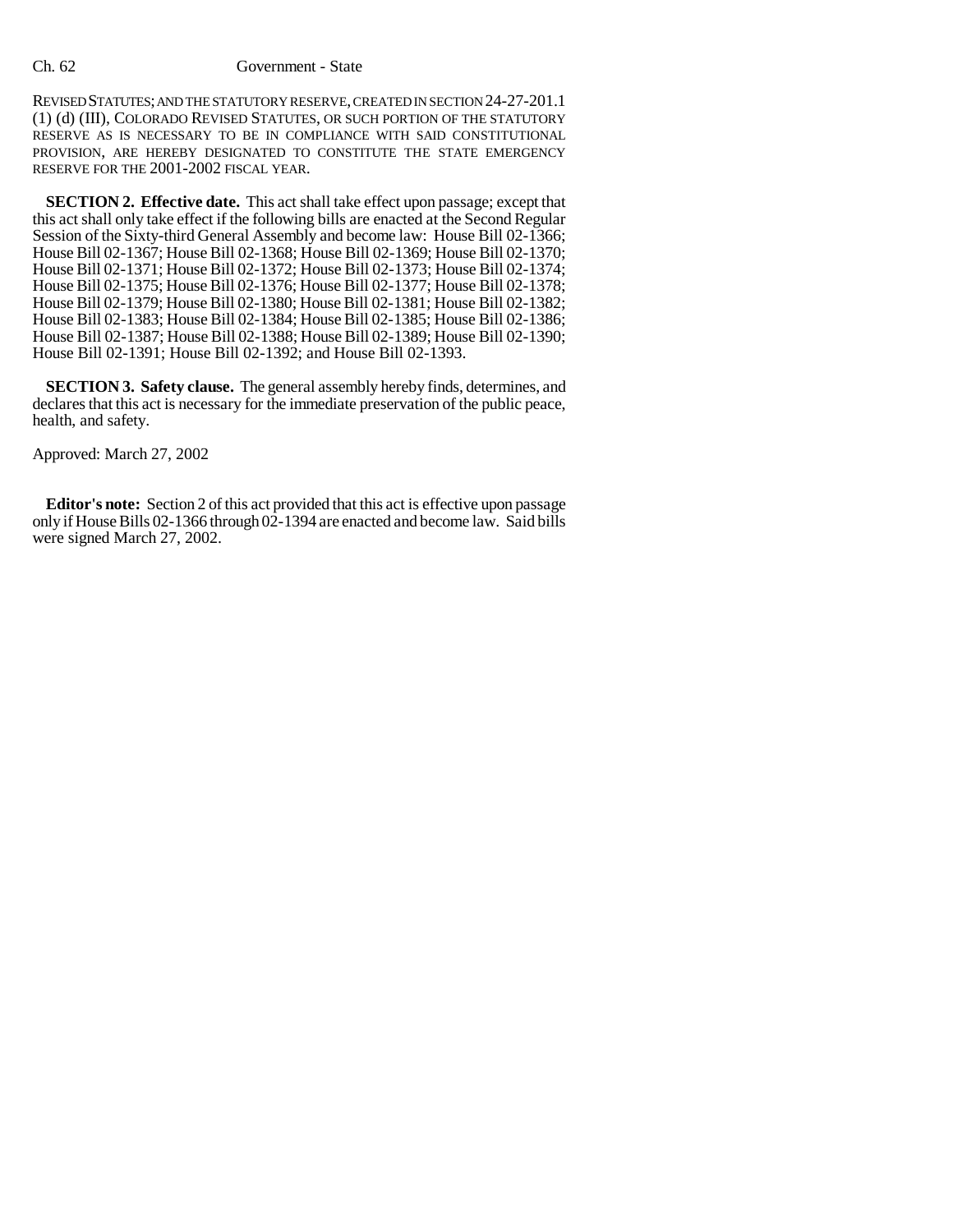REVISED STATUTES; AND THE STATUTORY RESERVE, CREATED IN SECTION 24-27-201.1 (1) (d) (III), COLORADO REVISED STATUTES, OR SUCH PORTION OF THE STATUTORY RESERVE AS IS NECESSARY TO BE IN COMPLIANCE WITH SAID CONSTITUTIONAL PROVISION, ARE HEREBY DESIGNATED TO CONSTITUTE THE STATE EMERGENCY RESERVE FOR THE 2001-2002 FISCAL YEAR.

**SECTION 2. Effective date.** This act shall take effect upon passage; except that this act shall only take effect if the following bills are enacted at the Second Regular Session of the Sixty-third General Assembly and become law: House Bill 02-1366; House Bill 02-1367; House Bill 02-1368; House Bill 02-1369; House Bill 02-1370; House Bill 02-1371; House Bill 02-1372; House Bill 02-1373; House Bill 02-1374; House Bill 02-1375; House Bill 02-1376; House Bill 02-1377; House Bill 02-1378; House Bill 02-1379; House Bill 02-1380; House Bill 02-1381; House Bill 02-1382; House Bill 02-1383; House Bill 02-1384; House Bill 02-1385; House Bill 02-1386; House Bill 02-1387; House Bill 02-1388; House Bill 02-1389; House Bill 02-1390; House Bill 02-1391; House Bill 02-1392; and House Bill 02-1393.

**SECTION 3. Safety clause.** The general assembly hereby finds, determines, and declares that this act is necessary for the immediate preservation of the public peace, health, and safety.

Approved: March 27, 2002

**Editor's note:** Section 2 of this act provided that this act is effective upon passage only if House Bills 02-1366 through 02-1394 are enacted and become law. Said bills were signed March 27, 2002.